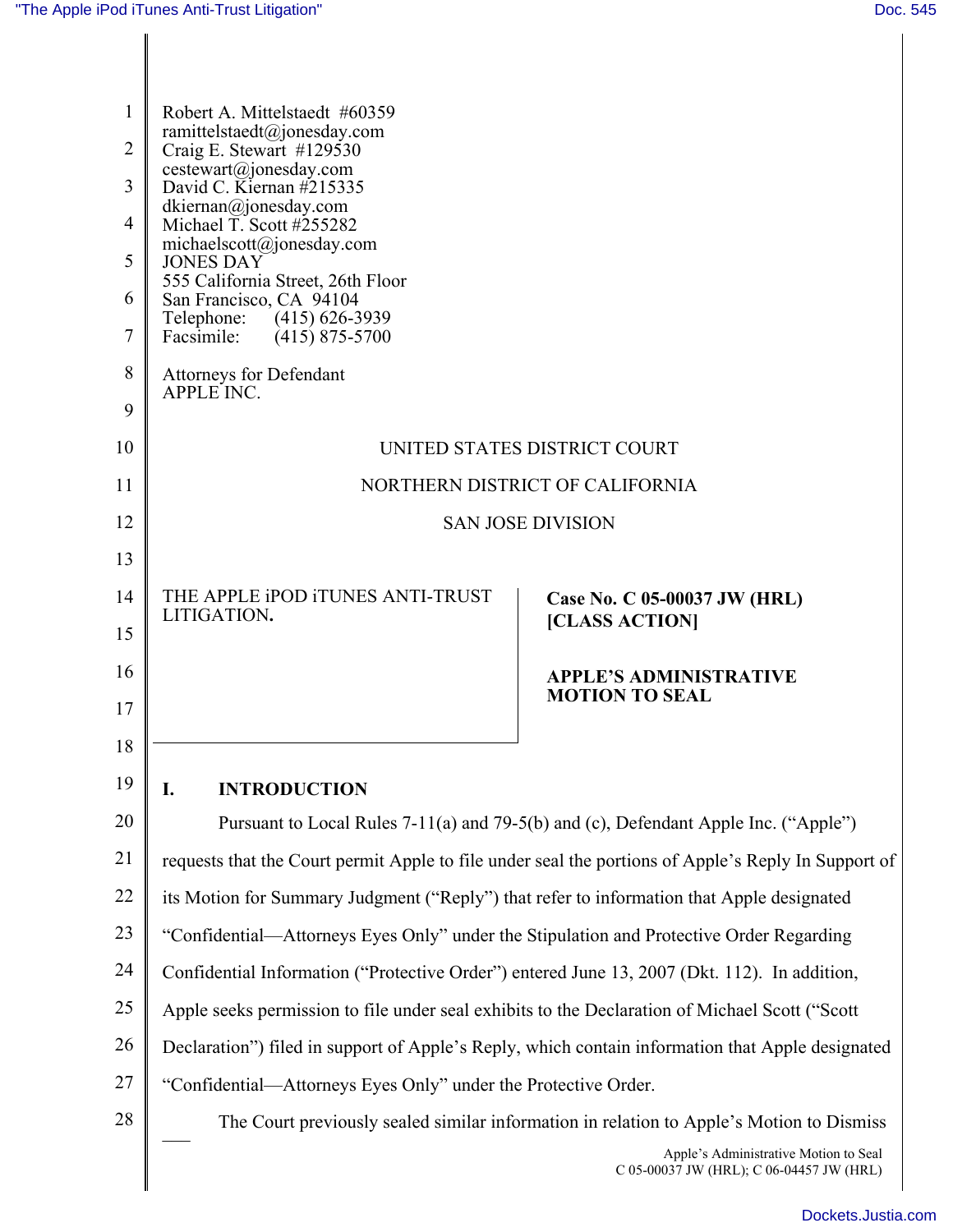Robert A. Mittelstaedt #60359
ramittelstaedt@jonesday.com
Craig E. Stewart #129530
cestewart@jonesday.com
David C. Kiernan #215335
dkiernan@jonesday.com
Michael T. Scott #255282
michaelscott@jonesday.com
JONES DAY
555 California Street, 26th Floor
San Francisco, CA 94104
Telephone: (415) 626-3939
Facsimile: (415) 875-5700

Attorneys for Defendant
APPLE INC.

UNITED STATES DISTRICT COURT

NORTHERN DISTRICT OF CALIFORNIA

SAN JOSE DIVISION

THE APPLE iPOD iTUNES ANTI-TRUST LITIGATION.

**Case No. C 05-00037 JW (HRL)**
**[CLASS ACTION]**

**APPLE'S ADMINISTRATIVE MOTION TO SEAL**

## I. INTRODUCTION

Pursuant to Local Rules 7-11(a) and 79-5(b) and (c), Defendant Apple Inc. ("Apple") requests that the Court permit Apple to file under seal the portions of Apple's Reply In Support of its Motion for Summary Judgment ("Reply") that refer to information that Apple designated "Confidential—Attorneys Eyes Only" under the Stipulation and Protective Order Regarding Confidential Information ("Protective Order") entered June 13, 2007 (Dkt. 112). In addition, Apple seeks permission to file under seal exhibits to the Declaration of Michael Scott ("Scott Declaration") filed in support of Apple's Reply, which contain information that Apple designated "Confidential—Attorneys Eyes Only" under the Protective Order.

The Court previously sealed similar information in relation to Apple's Motion to Dismiss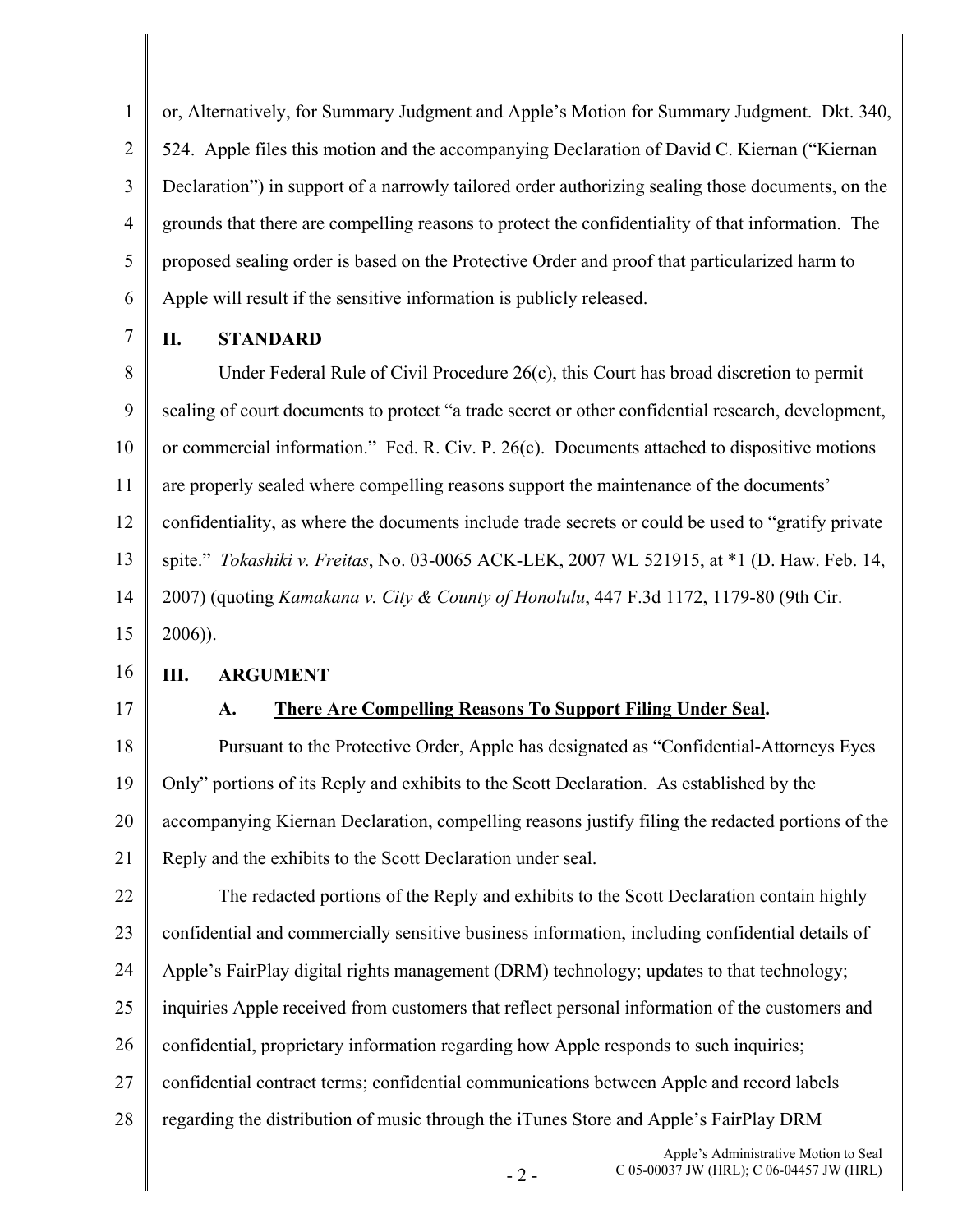or, Alternatively, for Summary Judgment and Apple's Motion for Summary Judgment. Dkt. 340, 524. Apple files this motion and the accompanying Declaration of David C. Kiernan ("Kiernan Declaration") in support of a narrowly tailored order authorizing sealing those documents, on the grounds that there are compelling reasons to protect the confidentiality of that information. The proposed sealing order is based on the Protective Order and proof that particularized harm to Apple will result if the sensitive information is publicly released.

## II. STANDARD

Under Federal Rule of Civil Procedure 26(c), this Court has broad discretion to permit sealing of court documents to protect "a trade secret or other confidential research, development, or commercial information." Fed. R. Civ. P. 26(c). Documents attached to dispositive motions are properly sealed where compelling reasons support the maintenance of the documents' confidentiality, as where the documents include trade secrets or could be used to "gratify private spite." *Tokashiki v. Freitas*, No. 03-0065 ACK-LEK, 2007 WL 521915, at *1 (D. Haw. Feb. 14, 2007) (quoting *Kamakana v. City & County of Honolulu*, 447 F.3d 1172, 1179-80 (9th Cir. 2006)).

## III. ARGUMENT

### A. There Are Compelling Reasons To Support Filing Under Seal.

Pursuant to the Protective Order, Apple has designated as "Confidential-Attorneys Eyes Only" portions of its Reply and exhibits to the Scott Declaration. As established by the accompanying Kiernan Declaration, compelling reasons justify filing the redacted portions of the Reply and the exhibits to the Scott Declaration under seal.

The redacted portions of the Reply and exhibits to the Scott Declaration contain highly confidential and commercially sensitive business information, including confidential details of Apple's FairPlay digital rights management (DRM) technology; updates to that technology; inquiries Apple received from customers that reflect personal information of the customers and confidential, proprietary information regarding how Apple responds to such inquiries; confidential contract terms; confidential communications between Apple and record labels regarding the distribution of music through the iTunes Store and Apple's FairPlay DRM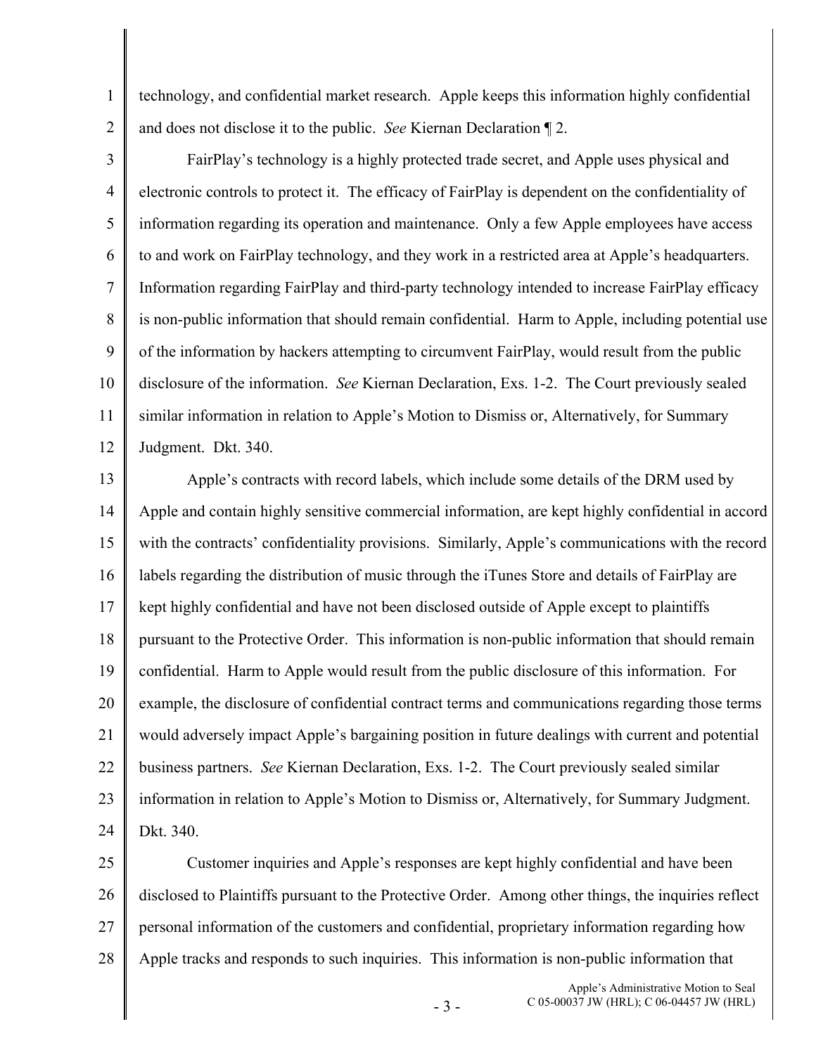technology, and confidential market research. Apple keeps this information highly confidential and does not disclose it to the public. *See* Kiernan Declaration ¶ 2.

FairPlay's technology is a highly protected trade secret, and Apple uses physical and electronic controls to protect it. The efficacy of FairPlay is dependent on the confidentiality of information regarding its operation and maintenance. Only a few Apple employees have access to and work on FairPlay technology, and they work in a restricted area at Apple's headquarters. Information regarding FairPlay and third-party technology intended to increase FairPlay efficacy is non-public information that should remain confidential. Harm to Apple, including potential use of the information by hackers attempting to circumvent FairPlay, would result from the public disclosure of the information. *See* Kiernan Declaration, Exs. 1-2. The Court previously sealed similar information in relation to Apple's Motion to Dismiss or, Alternatively, for Summary Judgment. Dkt. 340.

Apple's contracts with record labels, which include some details of the DRM used by Apple and contain highly sensitive commercial information, are kept highly confidential in accord with the contracts' confidentiality provisions. Similarly, Apple's communications with the record labels regarding the distribution of music through the iTunes Store and details of FairPlay are kept highly confidential and have not been disclosed outside of Apple except to plaintiffs pursuant to the Protective Order. This information is non-public information that should remain confidential. Harm to Apple would result from the public disclosure of this information. For example, the disclosure of confidential contract terms and communications regarding those terms would adversely impact Apple's bargaining position in future dealings with current and potential business partners. *See* Kiernan Declaration, Exs. 1-2. The Court previously sealed similar information in relation to Apple's Motion to Dismiss or, Alternatively, for Summary Judgment. Dkt. 340.

Customer inquiries and Apple's responses are kept highly confidential and have been disclosed to Plaintiffs pursuant to the Protective Order. Among other things, the inquiries reflect personal information of the customers and confidential, proprietary information regarding how Apple tracks and responds to such inquiries. This information is non-public information that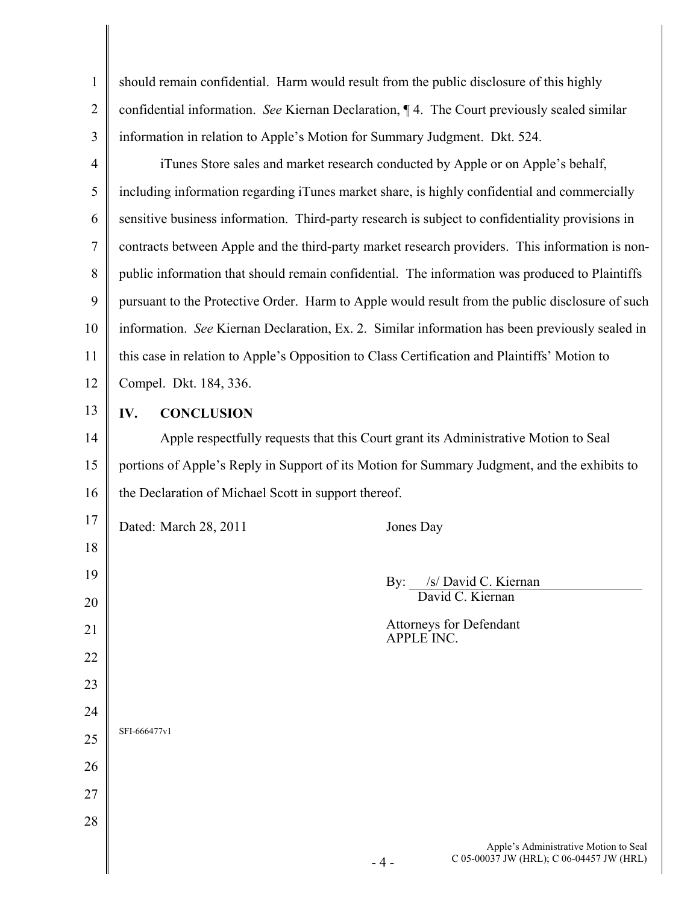should remain confidential. Harm would result from the public disclosure of this highly confidential information. *See* Kiernan Declaration, ¶ 4. The Court previously sealed similar information in relation to Apple's Motion for Summary Judgment. Dkt. 524.

iTunes Store sales and market research conducted by Apple or on Apple's behalf, including information regarding iTunes market share, is highly confidential and commercially sensitive business information. Third-party research is subject to confidentiality provisions in contracts between Apple and the third-party market research providers. This information is non-public information that should remain confidential. The information was produced to Plaintiffs pursuant to the Protective Order. Harm to Apple would result from the public disclosure of such information. *See* Kiernan Declaration, Ex. 2. Similar information has been previously sealed in this case in relation to Apple's Opposition to Class Certification and Plaintiffs' Motion to Compel. Dkt. 184, 336.

## IV. CONCLUSION

Apple respectfully requests that this Court grant its Administrative Motion to Seal portions of Apple's Reply in Support of its Motion for Summary Judgment, and the exhibits to the Declaration of Michael Scott in support thereof.

Dated: March 28, 2011

Jones Day

By: /s/ David C. Kiernan
David C. Kiernan

Attorneys for Defendant
APPLE INC.

SFI-666477v1